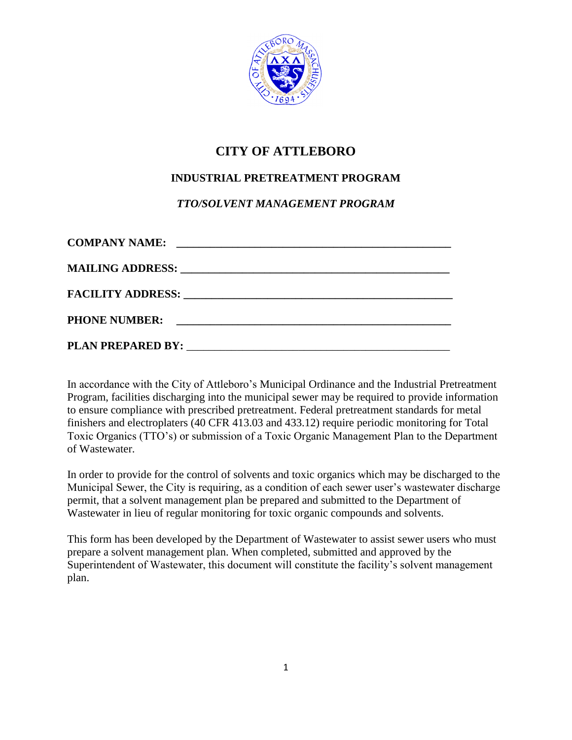# CITY OF ATTLEBORO

## INDUSTRIAL PRETREATMENT PROGRAM

### *TTO/SOLVENT MANAGEMENT PROGRAM*

**COMPANY NAME:** ________________________________________________

**MAILING ADDRESS:** ________________________________________________

**FACILITY ADDRESS:** ________________________________________________

**PHONE NUMBER:** ________________________________________________

**PLAN PREPARED BY:** ________________________________________________

In accordance with the City of Attleboro's Municipal Ordinance and the Industrial Pretreatment Program, facilities discharging into the municipal sewer may be required to provide information to ensure compliance with prescribed pretreatment. Federal pretreatment standards for metal finishers and electroplaters (40 CFR 413.03 and 433.12) require periodic monitoring for Total Toxic Organics (TTO's) or submission of a Toxic Organic Management Plan to the Department of Wastewater.

In order to provide for the control of solvents and toxic organics which may be discharged to the Municipal Sewer, the City is requiring, as a condition of each sewer user's wastewater discharge permit, that a solvent management plan be prepared and submitted to the Department of Wastewater in lieu of regular monitoring for toxic organic compounds and solvents.

This form has been developed by the Department of Wastewater to assist sewer users who must prepare a solvent management plan. When completed, submitted and approved by the Superintendent of Wastewater, this document will constitute the facility's solvent management plan.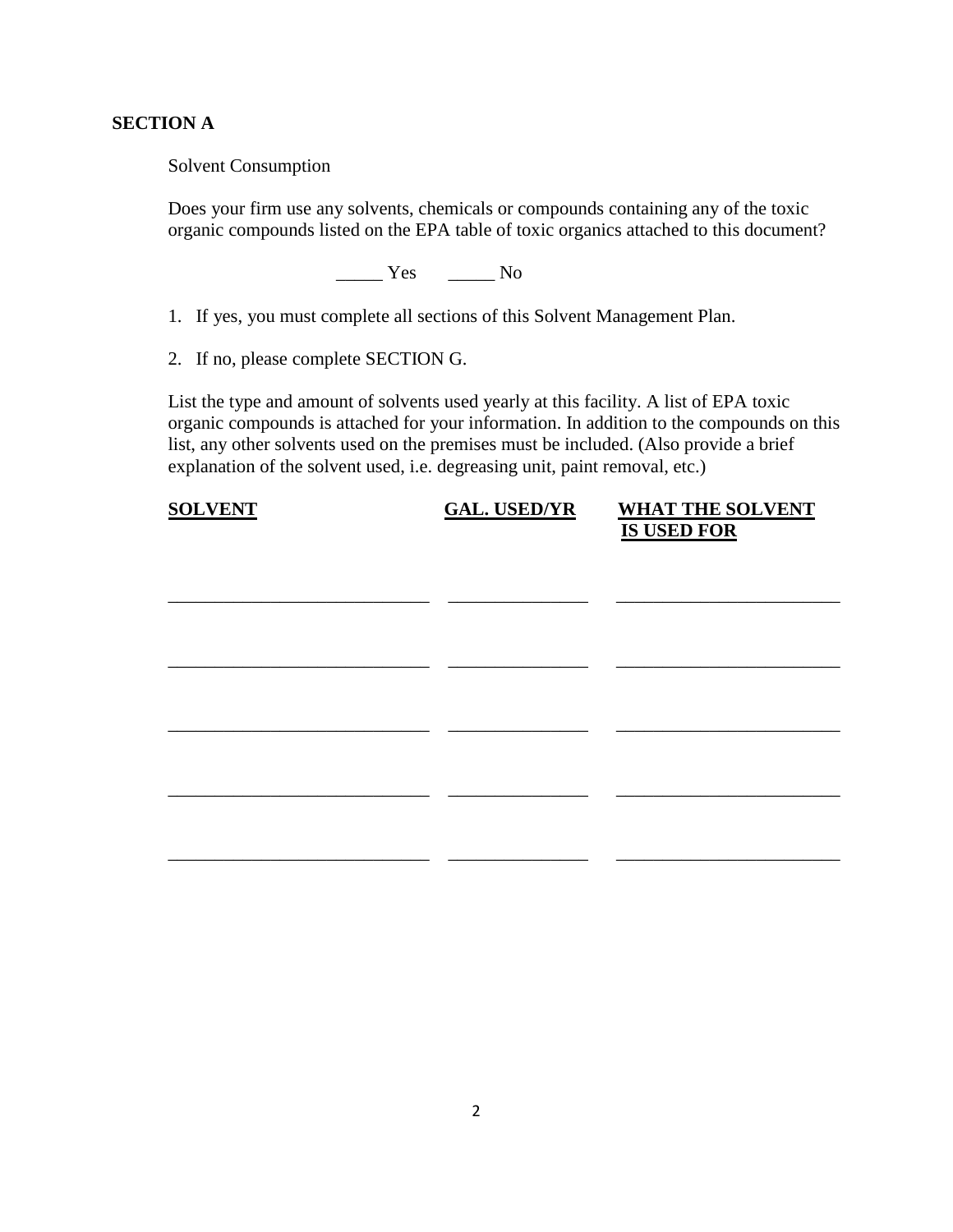## SECTION A

Solvent Consumption

Does your firm use any solvents, chemicals or compounds containing any of the toxic organic compounds listed on the EPA table of toxic organics attached to this document?

_____ Yes      _____ No

1. If yes, you must complete all sections of this Solvent Management Plan.
2. If no, please complete SECTION G.

List the type and amount of solvents used yearly at this facility. A list of EPA toxic organic compounds is attached for your information. In addition to the compounds on this list, any other solvents used on the premises must be included. (Also provide a brief explanation of the solvent used, i.e. degreasing unit, paint removal, etc.)

| SOLVENT | GAL. USED/YR | WHAT THE SOLVENT IS USED FOR |
|---|---|---|
| | | |
| | | |
| | | |
| | | |
| | | |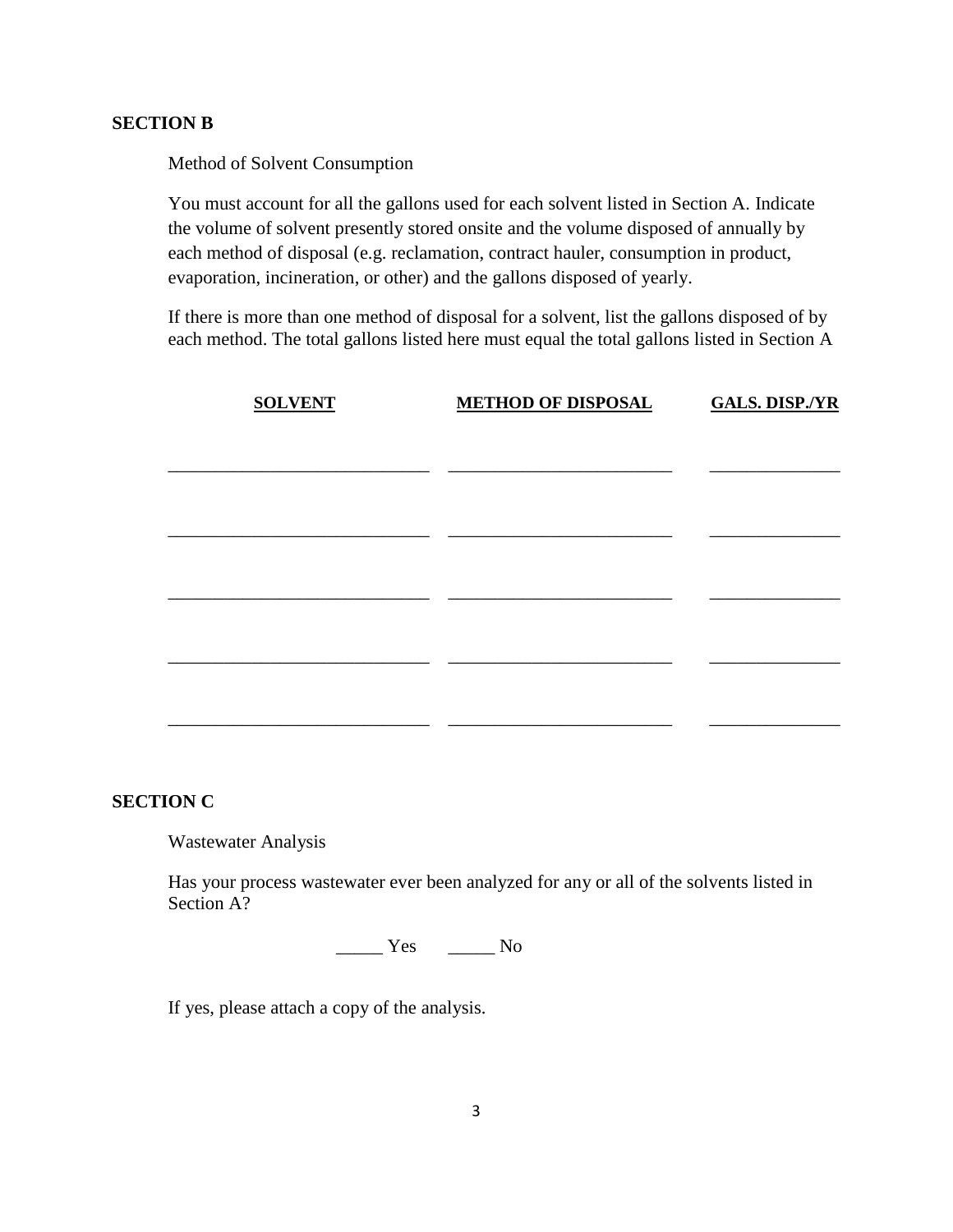## SECTION B

Method of Solvent Consumption

You must account for all the gallons used for each solvent listed in Section A. Indicate the volume of solvent presently stored onsite and the volume disposed of annually by each method of disposal (e.g. reclamation, contract hauler, consumption in product, evaporation, incineration, or other) and the gallons disposed of yearly.

If there is more than one method of disposal for a solvent, list the gallons disposed of by each method. The total gallons listed here must equal the total gallons listed in Section A

| SOLVENT | METHOD OF DISPOSAL | GALS. DISP./YR |
|---|---|---|
| ____________________________ | ________________________ | ______________ |
| ____________________________ | ________________________ | ______________ |
| ____________________________ | ________________________ | ______________ |
| ____________________________ | ________________________ | ______________ |
| ____________________________ | ________________________ | ______________ |

## SECTION C

Wastewater Analysis

Has your process wastewater ever been analyzed for any or all of the solvents listed in Section A?

_____ Yes   _____ No

If yes, please attach a copy of the analysis.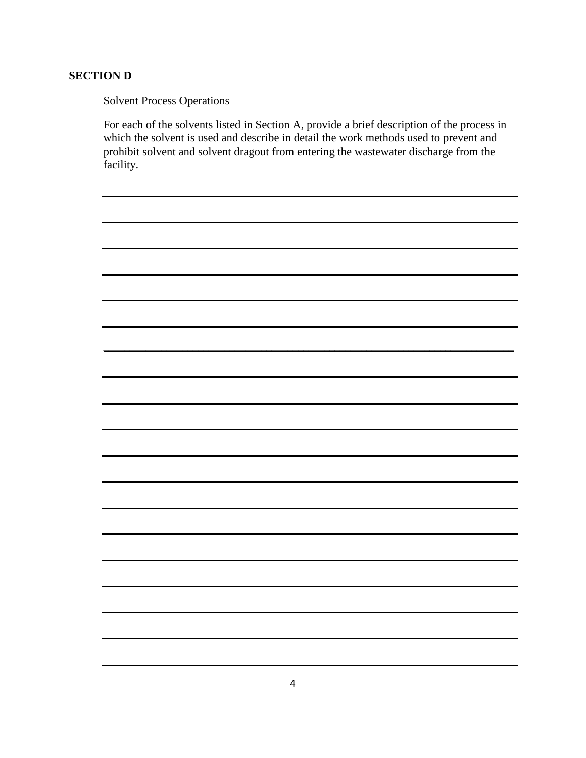## SECTION D

Solvent Process Operations

For each of the solvents listed in Section A, provide a brief description of the process in which the solvent is used and describe in detail the work methods used to prevent and prohibit solvent and solvent dragout from entering the wastewater discharge from the facility.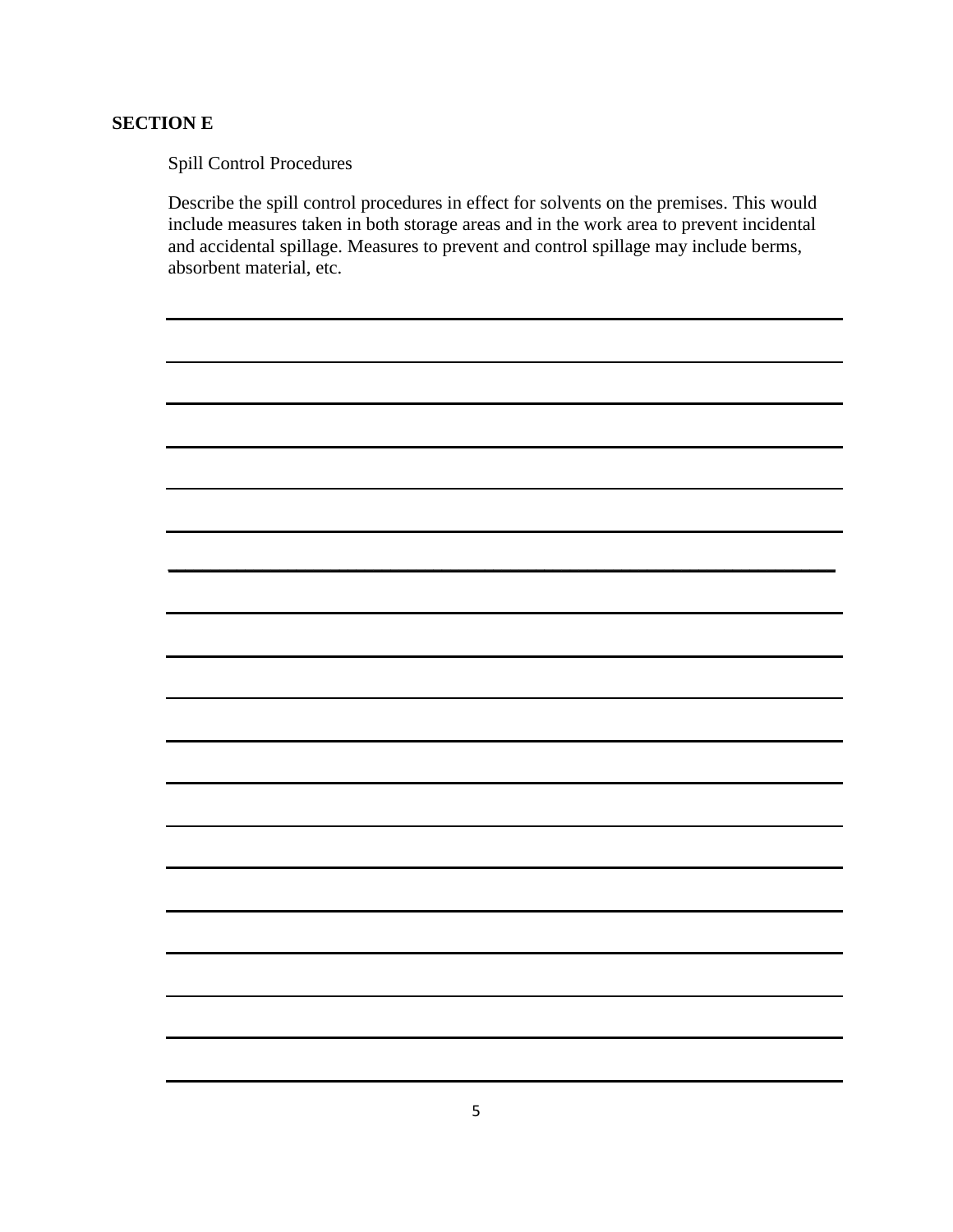**SECTION E**

Spill Control Procedures

Describe the spill control procedures in effect for solvents on the premises. This would include measures taken in both storage areas and in the work area to prevent incidental and accidental spillage. Measures to prevent and control spillage may include berms, absorbent material, etc.

___________________________________________________________________________

___________________________________________________________________________

___________________________________________________________________________

___________________________________________________________________________

___________________________________________________________________________

___________________________________________________________________________

___________________________________________________________________________

___________________________________________________________________________

___________________________________________________________________________

___________________________________________________________________________

___________________________________________________________________________

___________________________________________________________________________

___________________________________________________________________________

___________________________________________________________________________

___________________________________________________________________________

___________________________________________________________________________

___________________________________________________________________________

___________________________________________________________________________

___________________________________________________________________________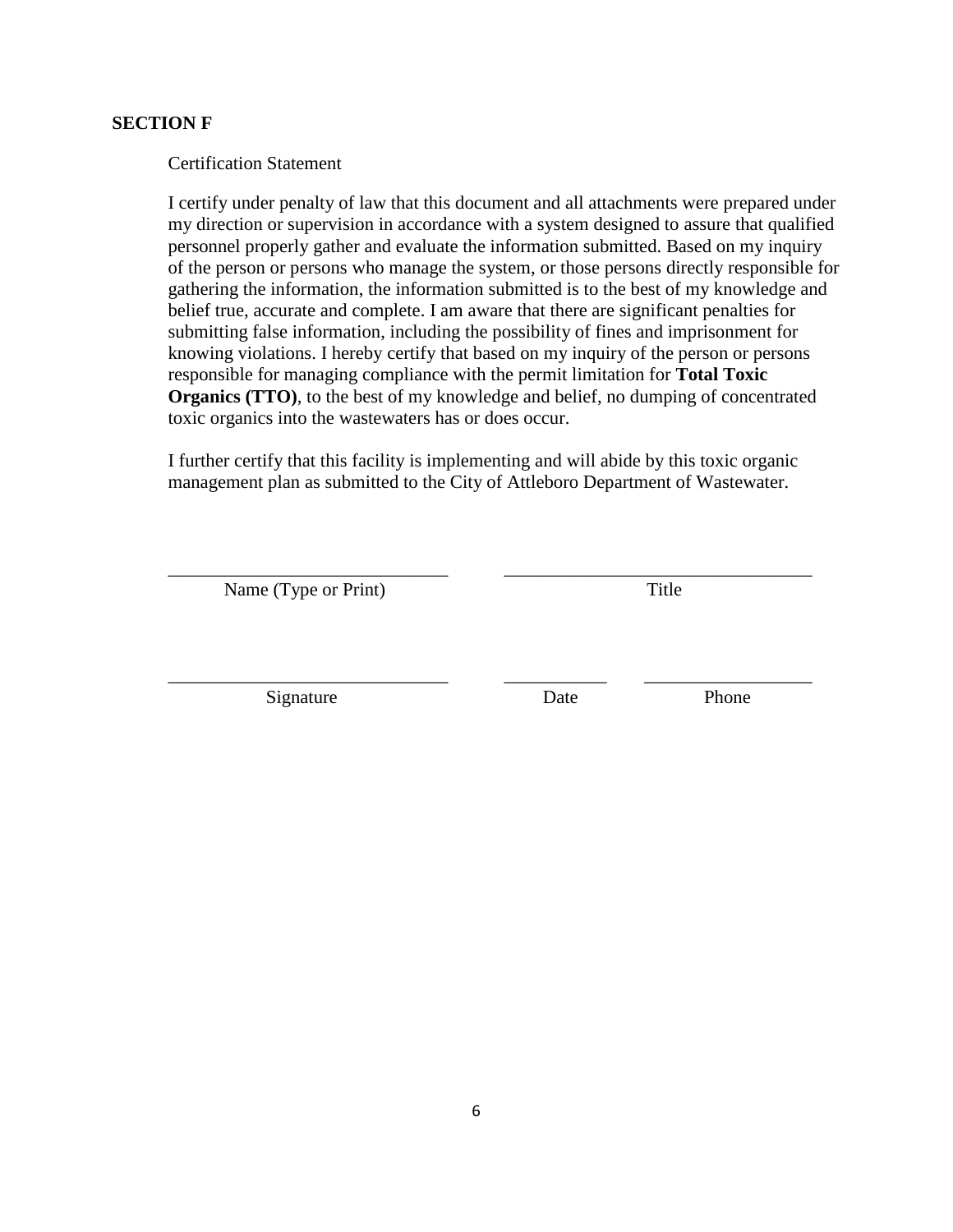## SECTION F

Certification Statement

I certify under penalty of law that this document and all attachments were prepared under my direction or supervision in accordance with a system designed to assure that qualified personnel properly gather and evaluate the information submitted. Based on my inquiry of the person or persons who manage the system, or those persons directly responsible for gathering the information, the information submitted is to the best of my knowledge and belief true, accurate and complete. I am aware that there are significant penalties for submitting false information, including the possibility of fines and imprisonment for knowing violations. I hereby certify that based on my inquiry of the person or persons responsible for managing compliance with the permit limitation for **Total Toxic Organics (TTO)**, to the best of my knowledge and belief, no dumping of concentrated toxic organics into the wastewaters has or does occur.

I further certify that this facility is implementing and will abide by this toxic organic management plan as submitted to the City of Attleboro Department of Wastewater.

\_\_\_\_\_\_\_\_\_\_\_\_\_\_\_\_\_\_\_\_\_\_\_\_\_\_\_\_\_\_ \_\_\_\_\_\_\_\_\_\_\_\_\_\_\_\_\_\_\_\_\_\_\_\_\_\_\_\_\_\_\_\_\_\_
Name (Type or Print) Title

\_\_\_\_\_\_\_\_\_\_\_\_\_\_\_\_\_\_\_\_\_\_\_\_\_\_\_\_\_\_ \_\_\_\_\_\_\_\_\_\_\_ \_\_\_\_\_\_\_\_\_\_\_\_\_\_\_\_\_\_
Signature Date Phone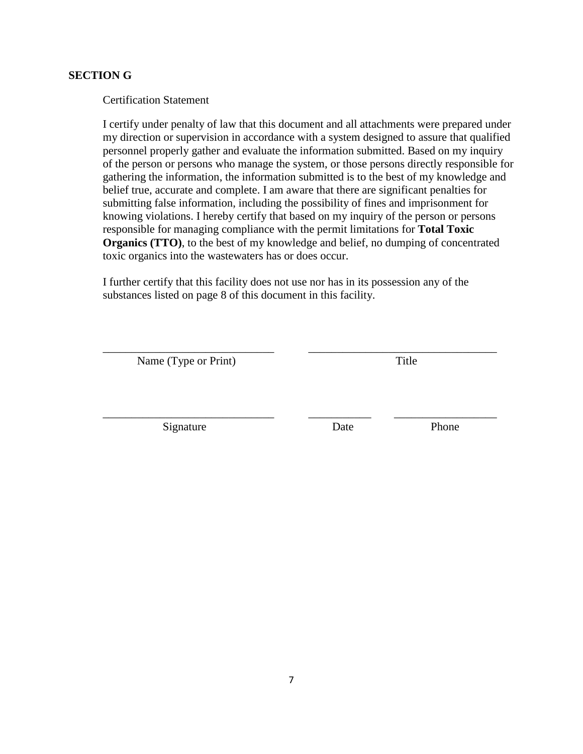## SECTION G

Certification Statement

I certify under penalty of law that this document and all attachments were prepared under my direction or supervision in accordance with a system designed to assure that qualified personnel properly gather and evaluate the information submitted. Based on my inquiry of the person or persons who manage the system, or those persons directly responsible for gathering the information, the information submitted is to the best of my knowledge and belief true, accurate and complete. I am aware that there are significant penalties for submitting false information, including the possibility of fines and imprisonment for knowing violations. I hereby certify that based on my inquiry of the person or persons responsible for managing compliance with the permit limitations for **Total Toxic Organics (TTO)**, to the best of my knowledge and belief, no dumping of concentrated toxic organics into the wastewaters has or does occur.

I further certify that this facility does not use nor has in its possession any of the substances listed on page 8 of this document in this facility.

______________________________ ______________________________
Name (Type or Print) Title

______________________________ ___________ __________________
Signature Date Phone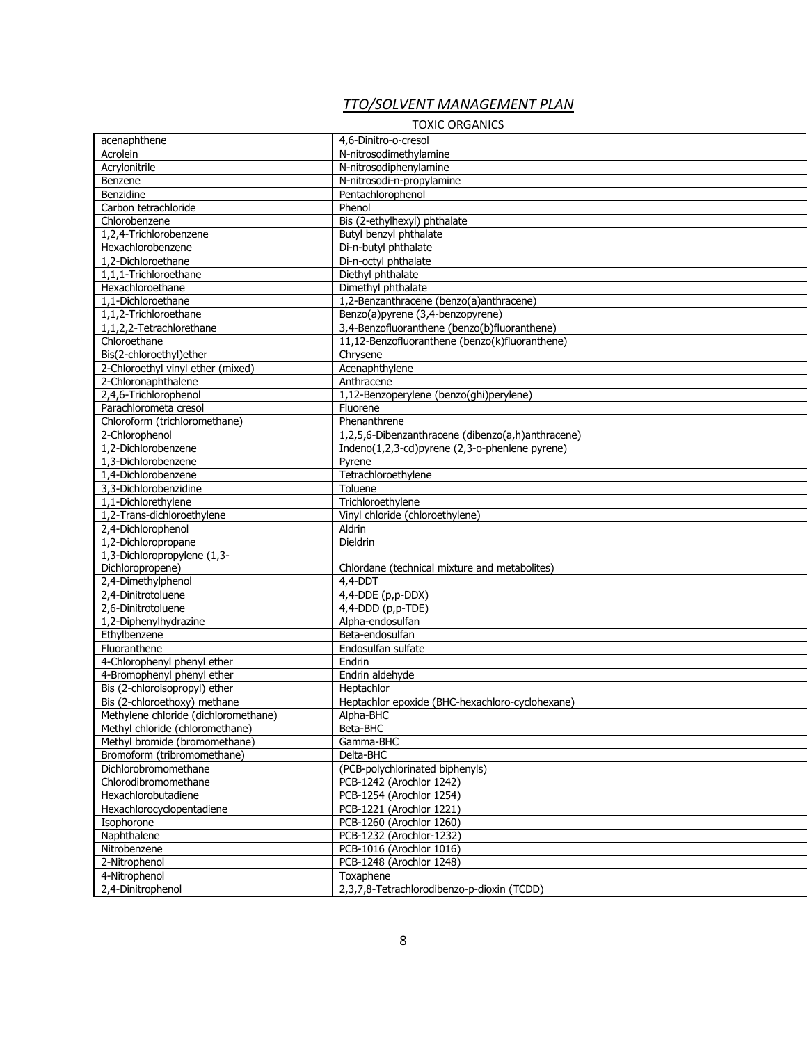## *TTO/SOLVENT MANAGEMENT PLAN*

TOXIC ORGANICS

| | |
|---|---|
| acenaphthene | 4,6-Dinitro-o-cresol |
| Acrolein | N-nitrosodimethylamine |
| Acrylonitrile | N-nitrosodiphenylamine |
| Benzene | N-nitrosodi-n-propylamine |
| Benzidine | Pentachlorophenol |
| Carbon tetrachloride | Phenol |
| Chlorobenzene | Bis (2-ethylhexyl) phthalate |
| 1,2,4-Trichlorobenzene | Butyl benzyl phthalate |
| Hexachlorobenzene | Di-n-butyl phthalate |
| 1,2-Dichloroethane | Di-n-octyl phthalate |
| 1,1,1-Trichloroethane | Diethyl phthalate |
| Hexachloroethane | Dimethyl phthalate |
| 1,1-Dichloroethane | 1,2-Benzanthracene (benzo(a)anthracene) |
| 1,1,2-Trichloroethane | Benzo(a)pyrene (3,4-benzopyrene) |
| 1,1,2,2-Tetrachlorethane | 3,4-Benzofluoranthene (benzo(b)fluoranthene) |
| Chloroethane | 11,12-Benzofluoranthene (benzo(k)fluoranthene) |
| Bis(2-chloroethyl)ether | Chrysene |
| 2-Chloroethyl vinyl ether (mixed) | Acenaphthylene |
| 2-Chloronaphthalene | Anthracene |
| 2,4,6-Trichlorophenol | 1,12-Benzoperylene (benzo(ghi)perylene) |
| Parachlorometa cresol | Fluorene |
| Chloroform (trichloromethane) | Phenanthrene |
| 2-Chlorophenol | 1,2,5,6-Dibenzanthracene (dibenzo(a,h)anthracene) |
| 1,2-Dichlorobenzene | Indeno(1,2,3-cd)pyrene (2,3-o-phenlene pyrene) |
| 1,3-Dichlorobenzene | Pyrene |
| 1,4-Dichlorobenzene | Tetrachloroethylene |
| 3,3-Dichlorobenzidine | Toluene |
| 1,1-Dichlorethylene | Trichloroethylene |
| 1,2-Trans-dichloroethylene | Vinyl chloride (chloroethylene) |
| 2,4-Dichlorophenol | Aldrin |
| 1,2-Dichloropropane | Dieldrin |
| 1,3-Dichloropropylene (1,3-Dichloropropene) | Chlordane (technical mixture and metabolites) |
| 2,4-Dimethylphenol | 4,4-DDT |
| 2,4-Dinitrotoluene | 4,4-DDE (p,p-DDX) |
| 2,6-Dinitrotoluene | 4,4-DDD (p,p-TDE) |
| 1,2-Diphenylhydrazine | Alpha-endosulfan |
| Ethylbenzene | Beta-endosulfan |
| Fluoranthene | Endosulfan sulfate |
| 4-Chlorophenyl phenyl ether | Endrin |
| 4-Bromophenyl phenyl ether | Endrin aldehyde |
| Bis (2-chloroisopropyl) ether | Heptachlor |
| Bis (2-chloroethoxy) methane | Heptachlor epoxide (BHC-hexachloro-cyclohexane) |
| Methylene chloride (dichloromethane) | Alpha-BHC |
| Methyl chloride (chloromethane) | Beta-BHC |
| Methyl bromide (bromomethane) | Gamma-BHC |
| Bromoform (tribromomethane) | Delta-BHC |
| Dichlorobromomethane | (PCB-polychlorinated biphenyls) |
| Chlorodibromomethane | PCB-1242 (Arochlor 1242) |
| Hexachlorobutadiene | PCB-1254 (Arochlor 1254) |
| Hexachlorocyclopentadiene | PCB-1221 (Arochlor 1221) |
| Isophorone | PCB-1260 (Arochlor 1260) |
| Naphthalene | PCB-1232 (Arochlor-1232) |
| Nitrobenzene | PCB-1016 (Arochlor 1016) |
| 2-Nitrophenol | PCB-1248 (Arochlor 1248) |
| 4-Nitrophenol | Toxaphene |
| 2,4-Dinitrophenol | 2,3,7,8-Tetrachlorodibenzo-p-dioxin (TCDD) |